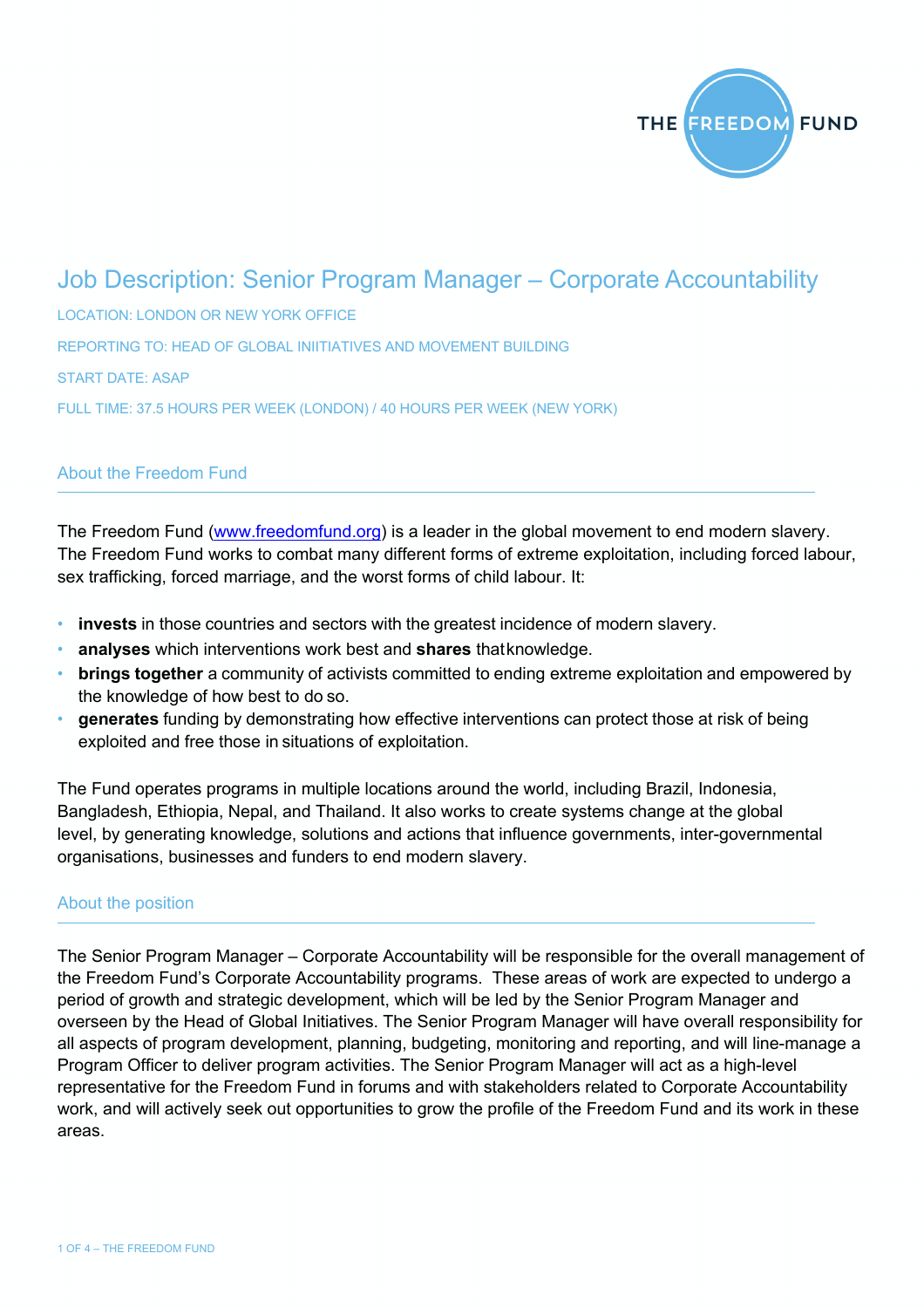# Job Description: Senior Program Manager – Corporate Accountability

LOCATION: LONDON OR NEW YORK OFFICE

REPORTING TO: HEAD OF GLOBAL INIITIATIVES AND MOVEMENT BUILDING

START DATE: ASAP

FULL TIME: 37.5 HOURS PER WEEK (LONDON) / 40 HOURS PER WEEK (NEW YORK)

## About the Freedom Fund

The Freedom Fund (www.freedomfund.org) is a leader in the global movement to end modern slavery. The Freedom Fund works to combat many different forms of extreme exploitation, including forced labour, sex trafficking, forced marriage, and the worst forms of child labour. It:

- **invests** in those countries and sectors with the greatest incidence of modern slavery.
- **analyses** which interventions work best and **shares** that knowledge.
- **brings together** a community of activists committed to ending extreme exploitation and empowered by the knowledge of how best to do so.
- **generates** funding by demonstrating how effective interventions can protect those at risk of being exploited and free those in situations of exploitation.

The Fund operates programs in multiple locations around the world, including Brazil, Indonesia, Bangladesh, Ethiopia, Nepal, and Thailand. It also works to create systems change at the global level, by generating knowledge, solutions and actions that influence governments, inter-governmental organisations, businesses and funders to end modern slavery.

## About the position

The Senior Program Manager – Corporate Accountability will be responsible for the overall management of the Freedom Fund's Corporate Accountability programs. These areas of work are expected to undergo a period of growth and strategic development, which will be led by the Senior Program Manager and overseen by the Head of Global Initiatives. The Senior Program Manager will have overall responsibility for all aspects of program development, planning, budgeting, monitoring and reporting, and will line-manage a Program Officer to deliver program activities. The Senior Program Manager will act as a high-level representative for the Freedom Fund in forums and with stakeholders related to Corporate Accountability work, and will actively seek out opportunities to grow the profile of the Freedom Fund and its work in these areas.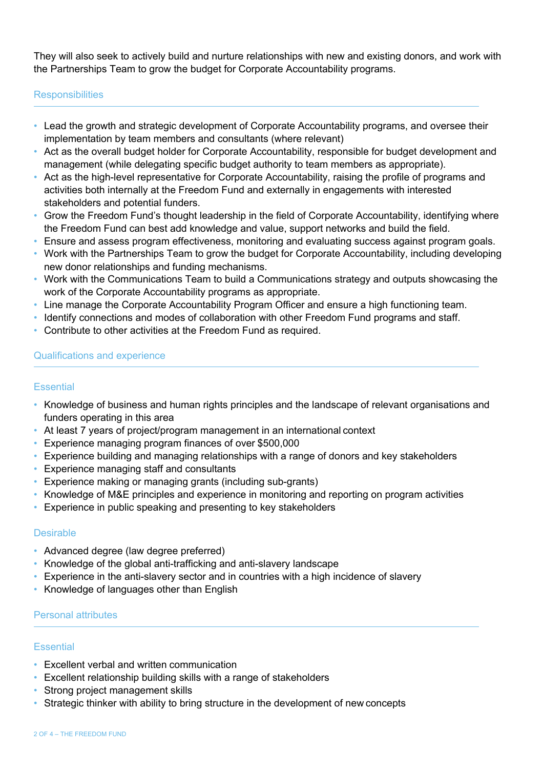They will also seek to actively build and nurture relationships with new and existing donors, and work with the Partnerships Team to grow the budget for Corporate Accountability programs.

## Responsibilities

- Lead the growth and strategic development of Corporate Accountability programs, and oversee their implementation by team members and consultants (where relevant)
- Act as the overall budget holder for Corporate Accountability, responsible for budget development and management (while delegating specific budget authority to team members as appropriate).
- Act as the high-level representative for Corporate Accountability, raising the profile of programs and activities both internally at the Freedom Fund and externally in engagements with interested stakeholders and potential funders.
- Grow the Freedom Fund's thought leadership in the field of Corporate Accountability, identifying where the Freedom Fund can best add knowledge and value, support networks and build the field.
- Ensure and assess program effectiveness, monitoring and evaluating success against program goals.
- Work with the Partnerships Team to grow the budget for Corporate Accountability, including developing new donor relationships and funding mechanisms.
- Work with the Communications Team to build a Communications strategy and outputs showcasing the work of the Corporate Accountability programs as appropriate.
- Line manage the Corporate Accountability Program Officer and ensure a high functioning team.
- Identify connections and modes of collaboration with other Freedom Fund programs and staff.
- Contribute to other activities at the Freedom Fund as required.

## Qualifications and experience

### Essential

- Knowledge of business and human rights principles and the landscape of relevant organisations and funders operating in this area
- At least 7 years of project/program management in an international context
- Experience managing program finances of over $500,000
- Experience building and managing relationships with a range of donors and key stakeholders
- Experience managing staff and consultants
- Experience making or managing grants (including sub-grants)
- Knowledge of M&E principles and experience in monitoring and reporting on program activities
- Experience in public speaking and presenting to key stakeholders

### Desirable

- Advanced degree (law degree preferred)
- Knowledge of the global anti-trafficking and anti-slavery landscape
- Experience in the anti-slavery sector and in countries with a high incidence of slavery
- Knowledge of languages other than English

## Personal attributes

### Essential

- Excellent verbal and written communication
- Excellent relationship building skills with a range of stakeholders
- Strong project management skills
- Strategic thinker with ability to bring structure in the development of new concepts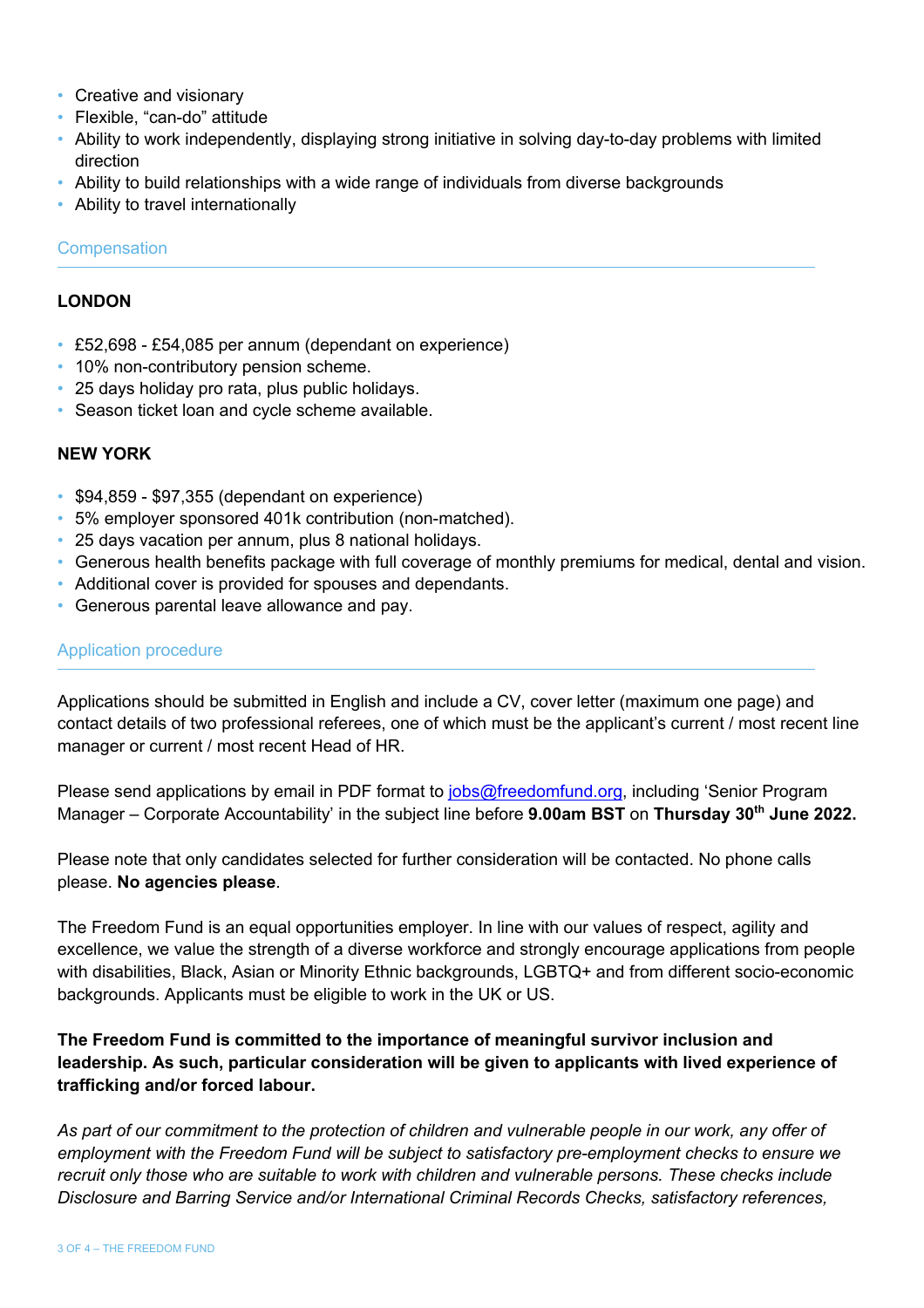- Creative and visionary
- Flexible, "can-do" attitude
- Ability to work independently, displaying strong initiative in solving day-to-day problems with limited direction
- Ability to build relationships with a wide range of individuals from diverse backgrounds
- Ability to travel internationally

## Compensation

**LONDON**

- £52,698 - £54,085 per annum (dependant on experience)
- 10% non-contributory pension scheme.
- 25 days holiday pro rata, plus public holidays.
- Season ticket loan and cycle scheme available.

**NEW YORK**

- $94,859 - $97,355 (dependant on experience)
- 5% employer sponsored 401k contribution (non-matched).
- 25 days vacation per annum, plus 8 national holidays.
- Generous health benefits package with full coverage of monthly premiums for medical, dental and vision.
- Additional cover is provided for spouses and dependants.
- Generous parental leave allowance and pay.

## Application procedure

Applications should be submitted in English and include a CV, cover letter (maximum one page) and contact details of two professional referees, one of which must be the applicant's current / most recent line manager or current / most recent Head of HR.

Please send applications by email in PDF format to jobs@freedomfund.org, including 'Senior Program Manager – Corporate Accountability' in the subject line before **9.00am BST** on **Thursday 30th June 2022.**

Please note that only candidates selected for further consideration will be contacted. No phone calls please. **No agencies please**.

The Freedom Fund is an equal opportunities employer. In line with our values of respect, agility and excellence, we value the strength of a diverse workforce and strongly encourage applications from people with disabilities, Black, Asian or Minority Ethnic backgrounds, LGBTQ+ and from different socio-economic backgrounds. Applicants must be eligible to work in the UK or US.

**The Freedom Fund is committed to the importance of meaningful survivor inclusion and leadership. As such, particular consideration will be given to applicants with lived experience of trafficking and/or forced labour.**

*As part of our commitment to the protection of children and vulnerable people in our work, any offer of employment with the Freedom Fund will be subject to satisfactory pre-employment checks to ensure we recruit only those who are suitable to work with children and vulnerable persons. These checks include Disclosure and Barring Service and/or International Criminal Records Checks, satisfactory references,*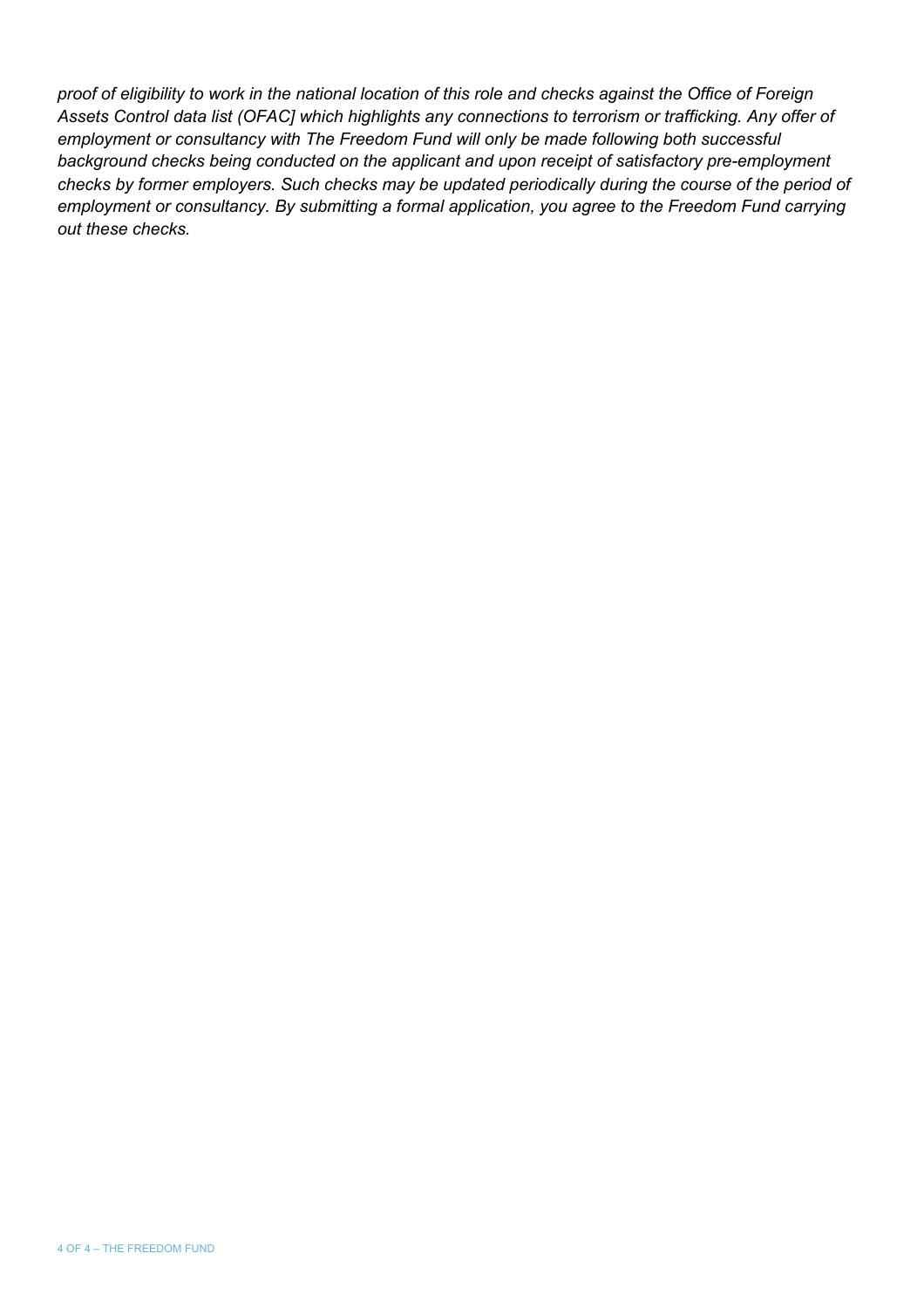*proof of eligibility to work in the national location of this role and checks against the Office of Foreign Assets Control data list (OFAC] which highlights any connections to terrorism or trafficking. Any offer of employment or consultancy with The Freedom Fund will only be made following both successful background checks being conducted on the applicant and upon receipt of satisfactory pre-employment checks by former employers. Such checks may be updated periodically during the course of the period of employment or consultancy. By submitting a formal application, you agree to the Freedom Fund carrying out these checks.*